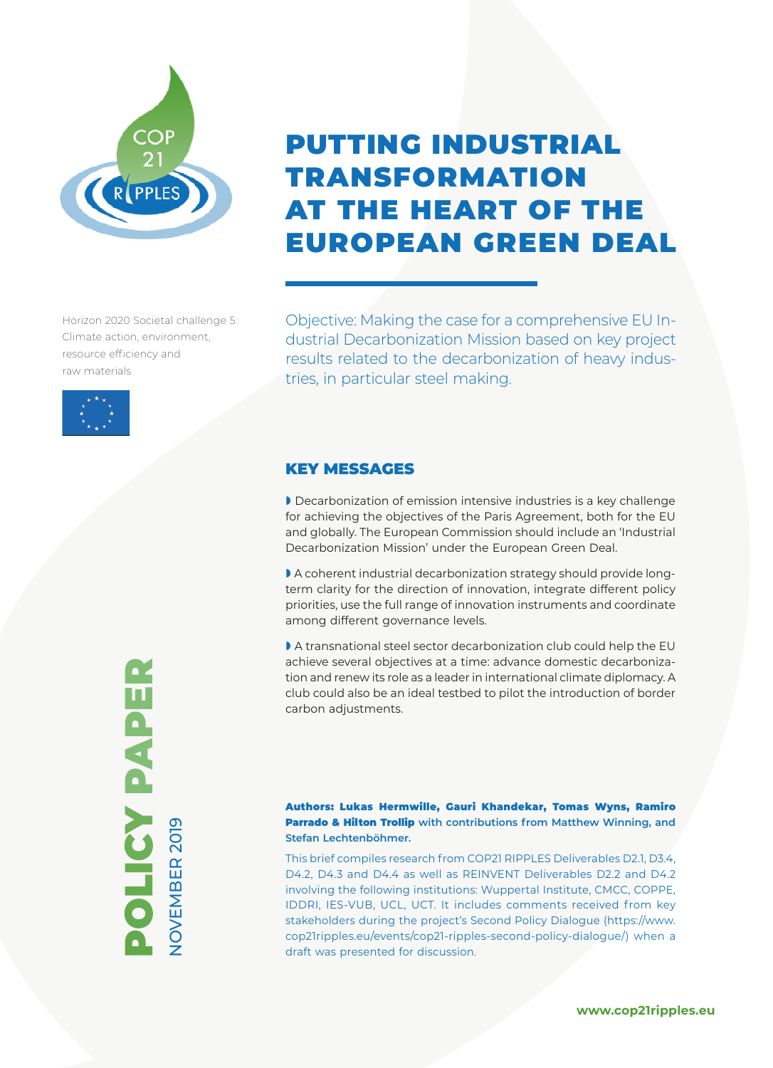# PUTTING INDUSTRIAL TRANSFORMATION AT THE HEART OF THE EUROPEAN GREEN DEAL

Horizon 2020 Societal challenge 5: Climate action, environment, resource efficiency and raw materials

Objective: Making the case for a comprehensive EU Industrial Decarbonization Mission based on key project results related to the decarbonization of heavy industries, in particular steel making.

**POLICY PAPER**

NOVEMBER 2019

## KEY MESSAGES

- Decarbonization of emission intensive industries is a key challenge for achieving the objectives of the Paris Agreement, both for the EU and globally. The European Commission should include an 'Industrial Decarbonization Mission' under the European Green Deal.
- A coherent industrial decarbonization strategy should provide long-term clarity for the direction of innovation, integrate different policy priorities, use the full range of innovation instruments and coordinate among different governance levels.
- A transnational steel sector decarbonization club could help the EU achieve several objectives at a time: advance domestic decarbonization and renew its role as a leader in international climate diplomacy. A club could also be an ideal testbed to pilot the introduction of border carbon adjustments.

**Authors: Lukas Hermwille, Gauri Khandekar, Tomas Wyns, Ramiro Parrado & Hilton Trollip** with contributions from Matthew Winning, and Stefan Lechtenböhmer.

This brief compiles research from COP21 RIPPLES Deliverables D2.1, D3.4, D4.2, D4.3 and D4.4 as well as REINVENT Deliverables D2.2 and D4.2 involving the following institutions: Wuppertal Institute, CMCC, COPPE, IDDRI, IES-VUB, UCL, UCT. It includes comments received from key stakeholders during the project's Second Policy Dialogue (https://www.cop21ripples.eu/events/cop21-ripples-second-policy-dialogue/) when a draft was presented for discussion.

www.cop21ripples.eu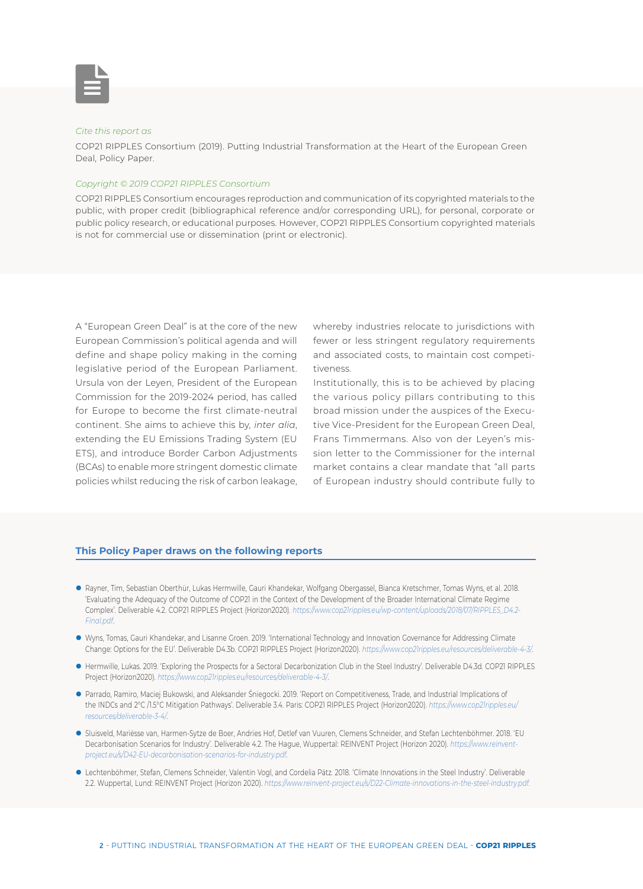*Cite this report as*

COP21 RIPPLES Consortium (2019). Putting Industrial Transformation at the Heart of the European Green Deal, Policy Paper.

*Copyright © 2019 COP21 RIPPLES Consortium*

COP21 RIPPLES Consortium encourages reproduction and communication of its copyrighted materials to the public, with proper credit (bibliographical reference and/or corresponding URL), for personal, corporate or public policy research, or educational purposes. However, COP21 RIPPLES Consortium copyrighted materials is not for commercial use or dissemination (print or electronic).

A "European Green Deal" is at the core of the new European Commission's political agenda and will define and shape policy making in the coming legislative period of the European Parliament. Ursula von der Leyen, President of the European Commission for the 2019-2024 period, has called for Europe to become the first climate-neutral continent. She aims to achieve this by, *inter alia*, extending the EU Emissions Trading System (EU ETS), and introduce Border Carbon Adjustments (BCAs) to enable more stringent domestic climate policies whilst reducing the risk of carbon leakage, whereby industries relocate to jurisdictions with fewer or less stringent regulatory requirements and associated costs, to maintain cost competitiveness.

Institutionally, this is to be achieved by placing the various policy pillars contributing to this broad mission under the auspices of the Executive Vice-President for the European Green Deal, Frans Timmermans. Also von der Leyen's mission letter to the Commissioner for the internal market contains a clear mandate that "all parts of European industry should contribute fully to

## This Policy Paper draws on the following reports

- Rayner, Tim, Sebastian Oberthür, Lukas Hermwille, Gauri Khandekar, Wolfgang Obergassel, Bianca Kretschmer, Tomas Wyns, et al. 2018. 'Evaluating the Adequacy of the Outcome of COP21 in the Context of the Development of the Broader International Climate Regime Complex'. Deliverable 4.2. COP21 RIPPLES Project (Horizon2020). *https://www.cop21ripples.eu/wp-content/uploads/2018/07/RIPPLES_D4.2-Final.pdf*.
- Wyns, Tomas, Gauri Khandekar, and Lisanne Groen. 2019. 'International Technology and Innovation Governance for Addressing Climate Change: Options for the EU'. Deliverable D4.3b. COP21 RIPPLES Project (Horizon2020). *https://www.cop21ripples.eu/resources/deliverable-4-3/*.
- Hermwille, Lukas. 2019. 'Exploring the Prospects for a Sectoral Decarbonization Club in the Steel Industry'. Deliverable D4.3d. COP21 RIPPLES Project (Horizon2020). *https://www.cop21ripples.eu/resources/deliverable-4-3/*.
- Parrado, Ramiro, Maciej Bukowski, and Aleksander Śniegocki. 2019. 'Report on Competitiveness, Trade, and Industrial Implications of the INDCs and 2°C /1.5°C Mitigation Pathways'. Deliverable 3.4. Paris: COP21 RIPPLES Project (Horizon2020). *https://www.cop21ripples.eu/resources/deliverable-3-4/*.
- Sluisveld, Mariësse van, Harmen-Sytze de Boer, Andries Hof, Detlef van Vuuren, Clemens Schneider, and Stefan Lechtenböhmer. 2018. 'EU Decarbonisation Scenarios for Industry'. Deliverable 4.2. The Hague, Wuppertal: REINVENT Project (Horizon 2020). *https://www.reinvent-project.eu/s/D42-EU-decarbonisation-scenarios-for-industry.pdf*.
- Lechtenböhmer, Stefan, Clemens Schneider, Valentin Vogl, and Cordelia Pätz. 2018. 'Climate Innovations in the Steel Industry'. Deliverable 2.2. Wuppertal, Lund: REINVENT Project (Horizon 2020). *https://www.reinvent-project.eu/s/D22-Climate-innovations-in-the-steel-industry.pdf*.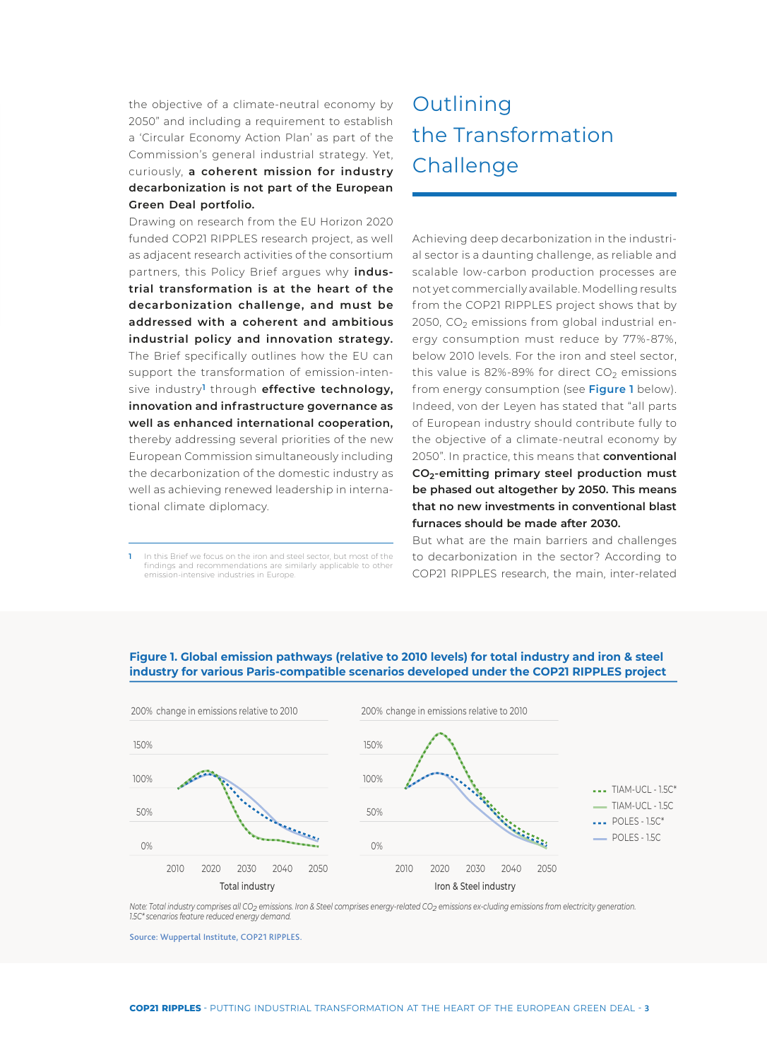the objective of a climate-neutral economy by 2050" and including a requirement to establish a 'Circular Economy Action Plan' as part of the Commission's general industrial strategy. Yet, curiously, **a coherent mission for industry decarbonization is not part of the European Green Deal portfolio.**

Drawing on research from the EU Horizon 2020 funded COP21 RIPPLES research project, as well as adjacent research activities of the consortium partners, this Policy Brief argues why **industrial transformation is at the heart of the decarbonization challenge, and must be addressed with a coherent and ambitious industrial policy and innovation strategy.** The Brief specifically outlines how the EU can support the transformation of emission-intensive industry[1] through **effective technology, innovation and infrastructure governance as well as enhanced international cooperation,** thereby addressing several priorities of the new European Commission simultaneously including the decarbonization of the domestic industry as well as achieving renewed leadership in international climate diplomacy.

1 In this Brief we focus on the iron and steel sector, but most of the findings and recommendations are similarly applicable to other emission-intensive industries in Europe.

# Outlining the Transformation Challenge

Achieving deep decarbonization in the industrial sector is a daunting challenge, as reliable and scalable low-carbon production processes are not yet commercially available. Modelling results from the COP21 RIPPLES project shows that by 2050, $CO_2$ emissions from global industrial energy consumption must reduce by 77%-87%, below 2010 levels. For the iron and steel sector, this value is 82%-89% for direct $CO_2$ emissions from energy consumption (see **Figure 1** below). Indeed, von der Leyen has stated that "all parts of European industry should contribute fully to the objective of a climate-neutral economy by 2050". In practice, this means that **conventional $CO_2$-emitting primary steel production must be phased out altogether by 2050. This means that no new investments in conventional blast furnaces should be made after 2030.**

But what are the main barriers and challenges to decarbonization in the sector? According to COP21 RIPPLES research, the main, inter-related

**Figure 1. Global emission pathways (relative to 2010 levels) for total industry and iron & steel industry for various Paris-compatible scenarios developed under the COP21 RIPPLES project**

*Note: Total industry comprises all $CO_2$ emissions. Iron & Steel comprises energy-related $CO_2$ emissions ex-cluding emissions from electricity generation. 1.5C\* scenarios feature reduced energy demand.*

Source: Wuppertal Institute, COP21 RIPPLES.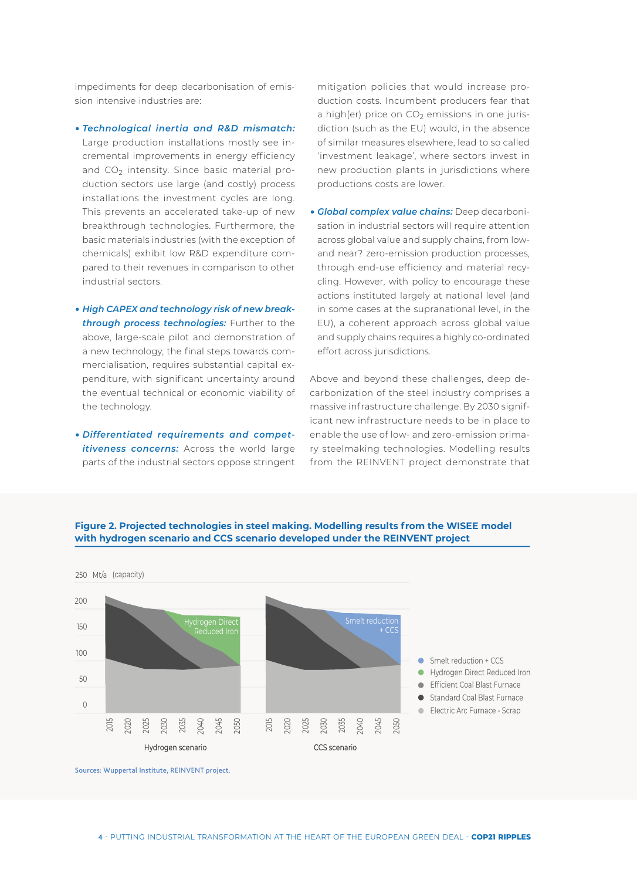impediments for deep decarbonisation of emission intensive industries are:

- ***Technological inertia and R&D mismatch:*** Large production installations mostly see incremental improvements in energy efficiency and $CO_2$ intensity. Since basic material production sectors use large (and costly) process installations the investment cycles are long. This prevents an accelerated take-up of new breakthrough technologies. Furthermore, the basic materials industries (with the exception of chemicals) exhibit low R&D expenditure compared to their revenues in comparison to other industrial sectors.

- ***High CAPEX and technology risk of new breakthrough process technologies:*** Further to the above, large-scale pilot and demonstration of a new technology, the final steps towards commercialisation, requires substantial capital expenditure, with significant uncertainty around the eventual technical or economic viability of the technology.

- ***Differentiated requirements and competitiveness concerns:*** Across the world large parts of the industrial sectors oppose stringent mitigation policies that would increase production costs. Incumbent producers fear that a high(er) price on $CO_2$ emissions in one jurisdiction (such as the EU) would, in the absence of similar measures elsewhere, lead to so called 'investment leakage', where sectors invest in new production plants in jurisdictions where productions costs are lower.

- ***Global complex value chains:*** Deep decarbonisation in industrial sectors will require attention across global value and supply chains, from low- and near? zero-emission production processes, through end-use efficiency and material recycling. However, with policy to encourage these actions instituted largely at national level (and in some cases at the supranational level, in the EU), a coherent approach across global value and supply chains requires a highly co-ordinated effort across jurisdictions.

Above and beyond these challenges, deep decarbonization of the steel industry comprises a massive infrastructure challenge. By 2030 significant new infrastructure needs to be in place to enable the use of low- and zero-emission primary steelmaking technologies. Modelling results from the REINVENT project demonstrate that

**Figure 2. Projected technologies in steel making. Modelling results from the WISEE model with hydrogen scenario and CCS scenario developed under the REINVENT project**

Sources: Wuppertal Institute, REINVENT project.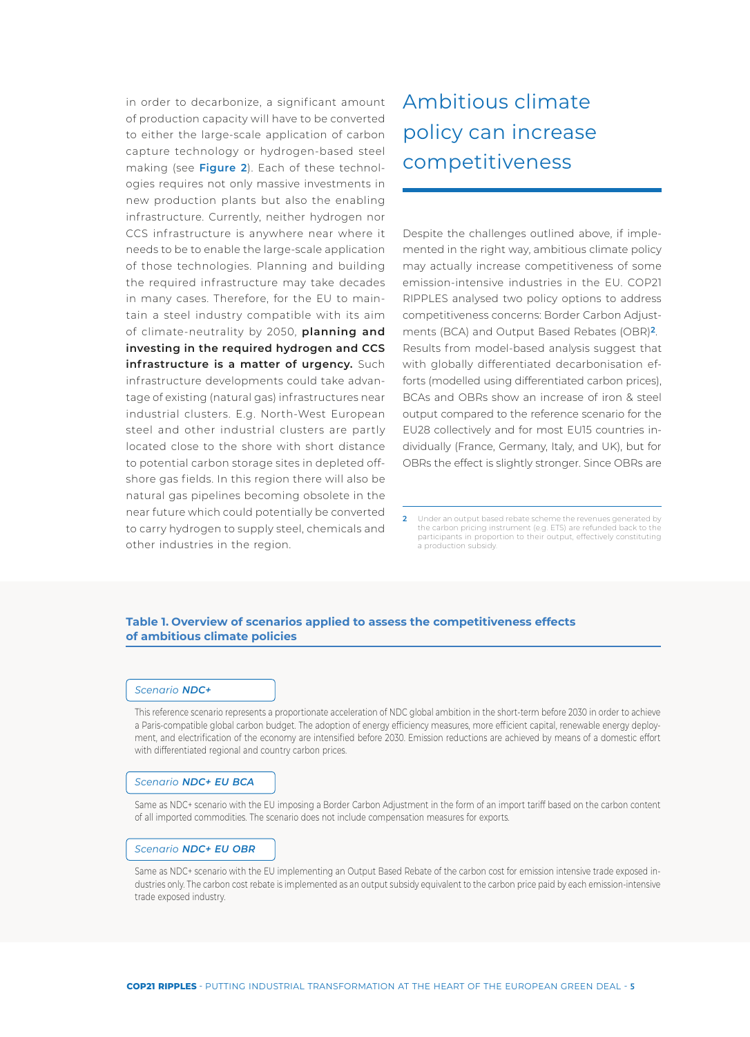in order to decarbonize, a significant amount of production capacity will have to be converted to either the large-scale application of carbon capture technology or hydrogen-based steel making (see **Figure 2**). Each of these technologies requires not only massive investments in new production plants but also the enabling infrastructure. Currently, neither hydrogen nor CCS infrastructure is anywhere near where it needs to be to enable the large-scale application of those technologies. Planning and building the required infrastructure may take decades in many cases. Therefore, for the EU to maintain a steel industry compatible with its aim of climate-neutrality by 2050, **planning and investing in the required hydrogen and CCS infrastructure is a matter of urgency.** Such infrastructure developments could take advantage of existing (natural gas) infrastructures near industrial clusters. E.g. North-West European steel and other industrial clusters are partly located close to the shore with short distance to potential carbon storage sites in depleted offshore gas fields. In this region there will also be natural gas pipelines becoming obsolete in the near future which could potentially be converted to carry hydrogen to supply steel, chemicals and other industries in the region.

## Ambitious climate policy can increase competitiveness

Despite the challenges outlined above, if implemented in the right way, ambitious climate policy may actually increase competitiveness of some emission-intensive industries in the EU. COP21 RIPPLES analysed two policy options to address competitiveness concerns: Border Carbon Adjustments (BCA) and Output Based Rebates (OBR)[2]. Results from model-based analysis suggest that with globally differentiated decarbonisation efforts (modelled using differentiated carbon prices), BCAs and OBRs show an increase of iron & steel output compared to the reference scenario for the EU28 collectively and for most EU15 countries individually (France, Germany, Italy, and UK), but for OBRs the effect is slightly stronger. Since OBRs are

[2] Under an output based rebate scheme the revenues generated by the carbon pricing instrument (e.g. ETS) are refunded back to the participants in proportion to their output, effectively constituting a production subsidy.

**Table 1. Overview of scenarios applied to assess the competitiveness effects of ambitious climate policies**

*Scenario **NDC+***

This reference scenario represents a proportionate acceleration of NDC global ambition in the short-term before 2030 in order to achieve a Paris-compatible global carbon budget. The adoption of energy efficiency measures, more efficient capital, renewable energy deployment, and electrification of the economy are intensified before 2030. Emission reductions are achieved by means of a domestic effort with differentiated regional and country carbon prices.

*Scenario **NDC+ EU BCA***

Same as NDC+ scenario with the EU imposing a Border Carbon Adjustment in the form of an import tariff based on the carbon content of all imported commodities. The scenario does not include compensation measures for exports.

*Scenario **NDC+ EU OBR***

Same as NDC+ scenario with the EU implementing an Output Based Rebate of the carbon cost for emission intensive trade exposed industries only. The carbon cost rebate is implemented as an output subsidy equivalent to the carbon price paid by each emission-intensive trade exposed industry.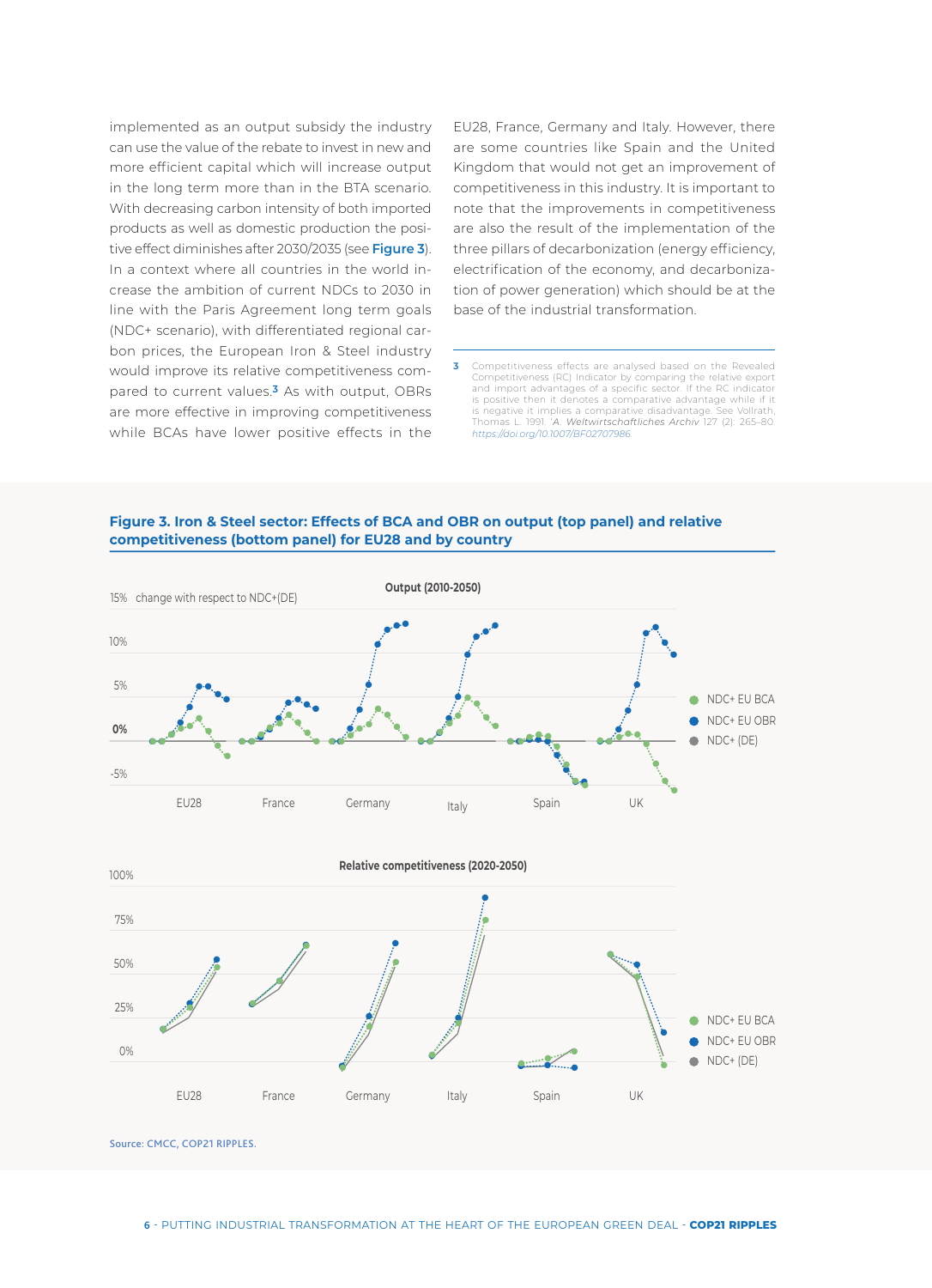implemented as an output subsidy the industry can use the value of the rebate to invest in new and more efficient capital which will increase output in the long term more than in the BTA scenario. With decreasing carbon intensity of both imported products as well as domestic production the positive effect diminishes after 2030/2035 (see **Figure 3**). In a context where all countries in the world increase the ambition of current NDCs to 2030 in line with the Paris Agreement long term goals (NDC+ scenario), with differentiated regional carbon prices, the European Iron & Steel industry would improve its relative competitiveness compared to current values.[3] As with output, OBRs are more effective in improving competitiveness while BCAs have lower positive effects in the EU28, France, Germany and Italy. However, there are some countries like Spain and the United Kingdom that would not get an improvement of competitiveness in this industry. It is important to note that the improvements in competitiveness are also the result of the implementation of the three pillars of decarbonization (energy efficiency, electrification of the economy, and decarbonization of power generation) which should be at the base of the industrial transformation.

[3] Competitiveness effects are analysed based on the Revealed Competitiveness (RC) Indicator by comparing the relative export and import advantages of a specific sector. If the RC indicator is positive then it denotes a comparative advantage while if it is negative it implies a comparative disadvantage. See Vollrath, Thomas L. 1991. 'A. *Weltwirtschaftliches Archiv* 127 (2): 265–80. *https://doi.org/10.1007/BF02707986*.

**Figure 3. Iron & Steel sector: Effects of BCA and OBR on output (top panel) and relative competitiveness (bottom panel) for EU28 and by country**

Source: CMCC, COP21 RIPPLES.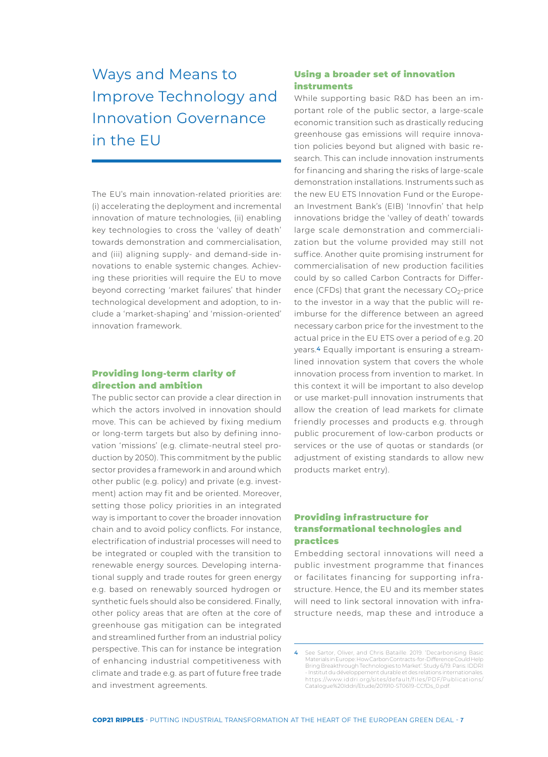# Ways and Means to Improve Technology and Innovation Governance in the EU

The EU's main innovation-related priorities are: (i) accelerating the deployment and incremental innovation of mature technologies, (ii) enabling key technologies to cross the 'valley of death' towards demonstration and commercialisation, and (iii) aligning supply- and demand-side innovations to enable systemic changes. Achieving these priorities will require the EU to move beyond correcting 'market failures' that hinder technological development and adoption, to include a 'market-shaping' and 'mission-oriented' innovation framework.

## Providing long-term clarity of direction and ambition

The public sector can provide a clear direction in which the actors involved in innovation should move. This can be achieved by fixing medium or long-term targets but also by defining innovation 'missions' (e.g. climate-neutral steel production by 2050). This commitment by the public sector provides a framework in and around which other public (e.g. policy) and private (e.g. investment) action may fit and be oriented. Moreover, setting those policy priorities in an integrated way is important to cover the broader innovation chain and to avoid policy conflicts. For instance, electrification of industrial processes will need to be integrated or coupled with the transition to renewable energy sources. Developing international supply and trade routes for green energy e.g. based on renewably sourced hydrogen or synthetic fuels should also be considered. Finally, other policy areas that are often at the core of greenhouse gas mitigation can be integrated and streamlined further from an industrial policy perspective. This can for instance be integration of enhancing industrial competitiveness with climate and trade e.g. as part of future free trade and investment agreements.

## Using a broader set of innovation instruments

While supporting basic R&D has been an important role of the public sector, a large-scale economic transition such as drastically reducing greenhouse gas emissions will require innovation policies beyond but aligned with basic research. This can include innovation instruments for financing and sharing the risks of large-scale demonstration installations. Instruments such as the new EU ETS Innovation Fund or the European Investment Bank's (EIB) 'Innovfin' that help innovations bridge the 'valley of death' towards large scale demonstration and commercialization but the volume provided may still not suffice. Another quite promising instrument for commercialisation of new production facilities could by so called Carbon Contracts for Difference (CFDs) that grant the necessary $CO_2$-price to the investor in a way that the public will reimburse for the difference between an agreed necessary carbon price for the investment to the actual price in the EU ETS over a period of e.g. 20 years.[4] Equally important is ensuring a streamlined innovation system that covers the whole innovation process from invention to market. In this context it will be important to also develop or use market-pull innovation instruments that allow the creation of lead markets for climate friendly processes and products e.g. through public procurement of low-carbon products or services or the use of quotas or standards (or adjustment of existing standards to allow new products market entry).

## Providing infrastructure for transformational technologies and practices

Embedding sectoral innovations will need a public investment programme that finances or facilitates financing for supporting infrastructure. Hence, the EU and its member states will need to link sectoral innovation with infrastructure needs, map these and introduce a

---

4 See Sartor, Oliver, and Chris Bataille. 2019. 'Decarbonising Basic Materials in Europe: How Carbon Contracts-for-Difference Could Help Bring Breakthrough Technologies to Market'. Study 6/19. Paris: IDDRI - Institut du développement durable et des relations internationales. https://www.iddri.org/sites/default/files/PDF/Publications/Catalogue%20Iddri/Etude/201910-ST0619-CCfDs_0.pdf.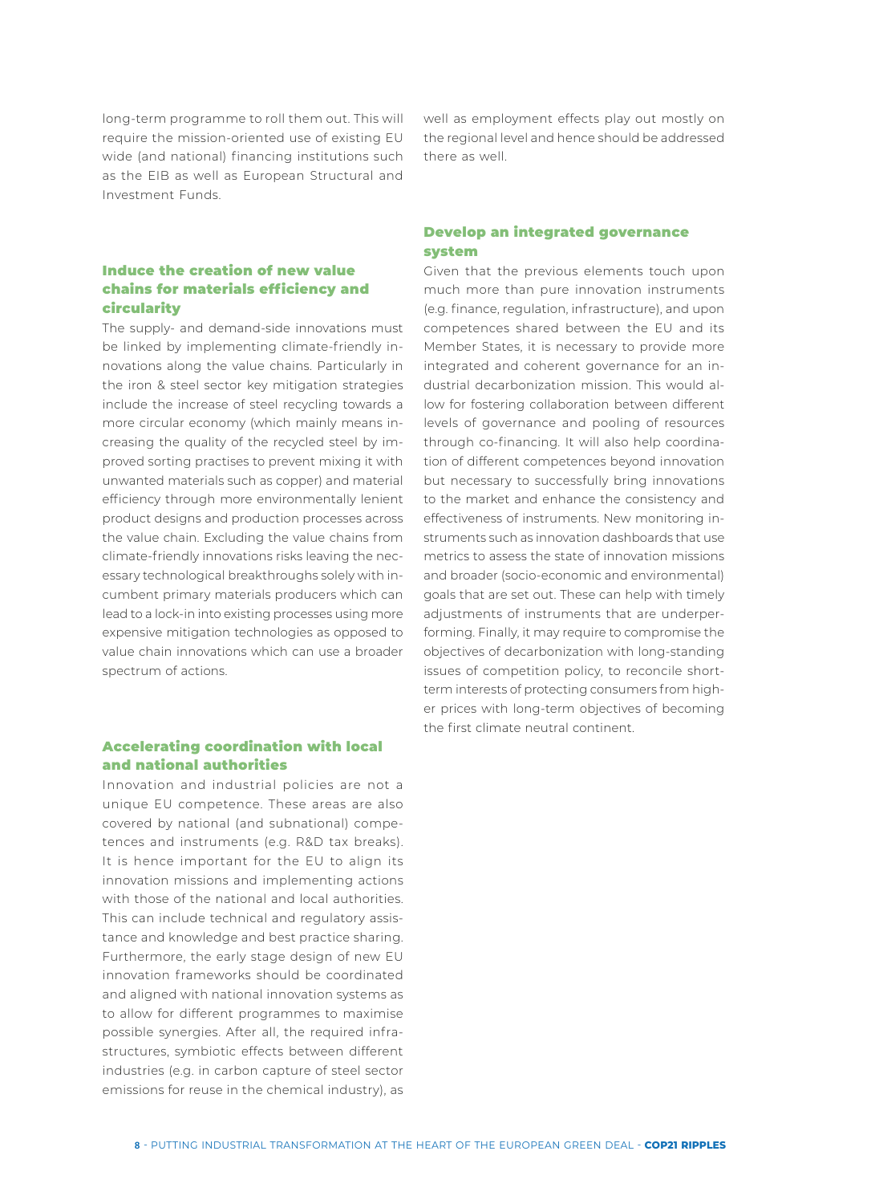long-term programme to roll them out. This will require the mission-oriented use of existing EU wide (and national) financing institutions such as the EIB as well as European Structural and Investment Funds.

### Induce the creation of new value chains for materials efficiency and circularity

The supply- and demand-side innovations must be linked by implementing climate-friendly innovations along the value chains. Particularly in the iron & steel sector key mitigation strategies include the increase of steel recycling towards a more circular economy (which mainly means increasing the quality of the recycled steel by improved sorting practises to prevent mixing it with unwanted materials such as copper) and material efficiency through more environmentally lenient product designs and production processes across the value chain. Excluding the value chains from climate-friendly innovations risks leaving the necessary technological breakthroughs solely with incumbent primary materials producers which can lead to a lock-in into existing processes using more expensive mitigation technologies as opposed to value chain innovations which can use a broader spectrum of actions.

### Accelerating coordination with local and national authorities

Innovation and industrial policies are not a unique EU competence. These areas are also covered by national (and subnational) competences and instruments (e.g. R&D tax breaks). It is hence important for the EU to align its innovation missions and implementing actions with those of the national and local authorities. This can include technical and regulatory assistance and knowledge and best practice sharing. Furthermore, the early stage design of new EU innovation frameworks should be coordinated and aligned with national innovation systems as to allow for different programmes to maximise possible synergies. After all, the required infrastructures, symbiotic effects between different industries (e.g. in carbon capture of steel sector emissions for reuse in the chemical industry), as well as employment effects play out mostly on the regional level and hence should be addressed there as well.

### Develop an integrated governance system

Given that the previous elements touch upon much more than pure innovation instruments (e.g. finance, regulation, infrastructure), and upon competences shared between the EU and its Member States, it is necessary to provide more integrated and coherent governance for an industrial decarbonization mission. This would allow for fostering collaboration between different levels of governance and pooling of resources through co-financing. It will also help coordination of different competences beyond innovation but necessary to successfully bring innovations to the market and enhance the consistency and effectiveness of instruments. New monitoring instruments such as innovation dashboards that use metrics to assess the state of innovation missions and broader (socio-economic and environmental) goals that are set out. These can help with timely adjustments of instruments that are underperforming. Finally, it may require to compromise the objectives of decarbonization with long-standing issues of competition policy, to reconcile short-term interests of protecting consumers from higher prices with long-term objectives of becoming the first climate neutral continent.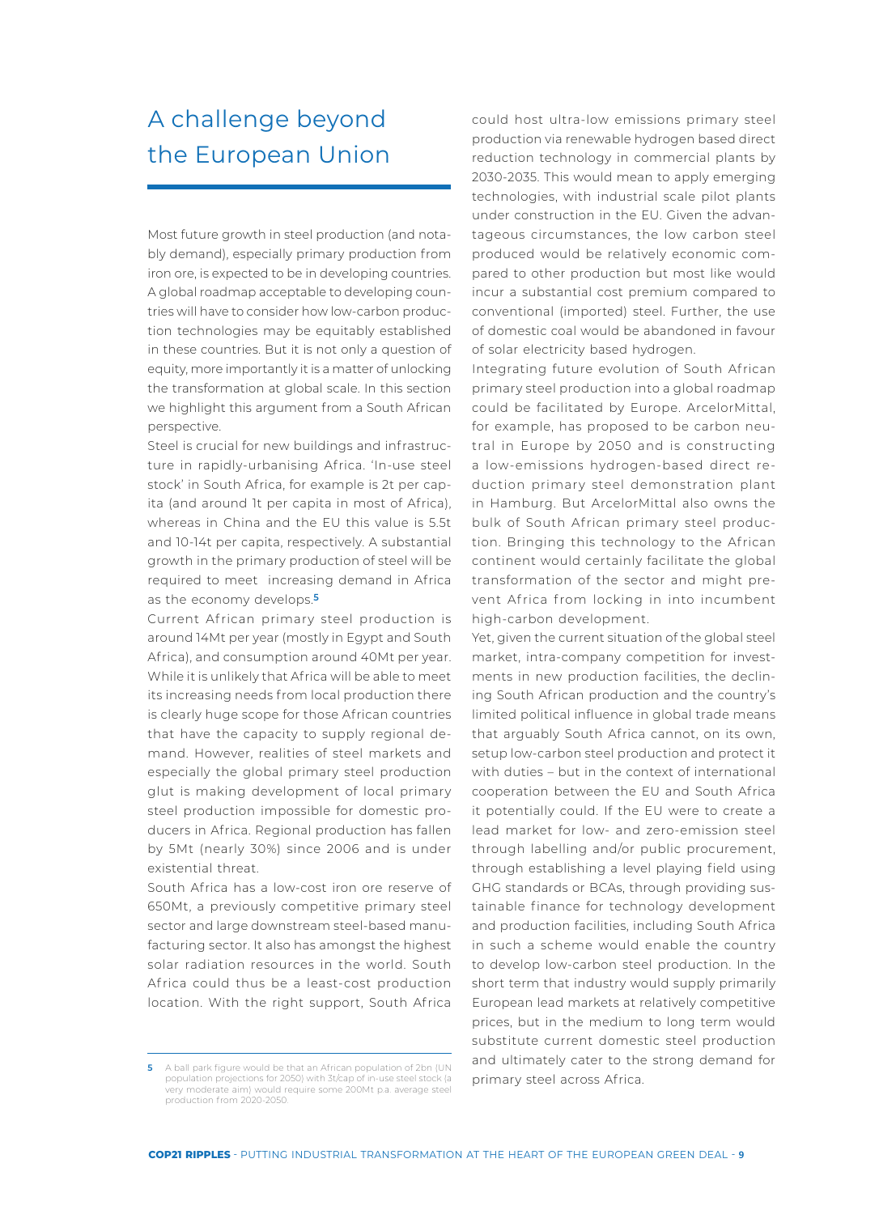# A challenge beyond the European Union

Most future growth in steel production (and notably demand), especially primary production from iron ore, is expected to be in developing countries. A global roadmap acceptable to developing countries will have to consider how low-carbon production technologies may be equitably established in these countries. But it is not only a question of equity, more importantly it is a matter of unlocking the transformation at global scale. In this section we highlight this argument from a South African perspective.

Steel is crucial for new buildings and infrastructure in rapidly-urbanising Africa. 'In-use steel stock' in South Africa, for example is 2t per capita (and around 1t per capita in most of Africa), whereas in China and the EU this value is 5.5t and 10-14t per capita, respectively. A substantial growth in the primary production of steel will be required to meet increasing demand in Africa as the economy develops.[5]

Current African primary steel production is around 14Mt per year (mostly in Egypt and South Africa), and consumption around 40Mt per year. While it is unlikely that Africa will be able to meet its increasing needs from local production there is clearly huge scope for those African countries that have the capacity to supply regional demand. However, realities of steel markets and especially the global primary steel production glut is making development of local primary steel production impossible for domestic producers in Africa. Regional production has fallen by 5Mt (nearly 30%) since 2006 and is under existential threat.

South Africa has a low-cost iron ore reserve of 650Mt, a previously competitive primary steel sector and large downstream steel-based manufacturing sector. It also has amongst the highest solar radiation resources in the world. South Africa could thus be a least-cost production location. With the right support, South Africa could host ultra-low emissions primary steel production via renewable hydrogen based direct reduction technology in commercial plants by 2030-2035. This would mean to apply emerging technologies, with industrial scale pilot plants under construction in the EU. Given the advantageous circumstances, the low carbon steel produced would be relatively economic compared to other production but most like would incur a substantial cost premium compared to conventional (imported) steel. Further, the use of domestic coal would be abandoned in favour of solar electricity based hydrogen.

Integrating future evolution of South African primary steel production into a global roadmap could be facilitated by Europe. ArcelorMittal, for example, has proposed to be carbon neutral in Europe by 2050 and is constructing a low-emissions hydrogen-based direct reduction primary steel demonstration plant in Hamburg. But ArcelorMittal also owns the bulk of South African primary steel production. Bringing this technology to the African continent would certainly facilitate the global transformation of the sector and might prevent Africa from locking in into incumbent high-carbon development.

Yet, given the current situation of the global steel market, intra-company competition for investments in new production facilities, the declining South African production and the country's limited political influence in global trade means that arguably South Africa cannot, on its own, setup low-carbon steel production and protect it with duties – but in the context of international cooperation between the EU and South Africa it potentially could. If the EU were to create a lead market for low- and zero-emission steel through labelling and/or public procurement, through establishing a level playing field using GHG standards or BCAs, through providing sustainable finance for technology development and production facilities, including South Africa in such a scheme would enable the country to develop low-carbon steel production. In the short term that industry would supply primarily European lead markets at relatively competitive prices, but in the medium to long term would substitute current domestic steel production and ultimately cater to the strong demand for primary steel across Africa.

---

[5] A ball park figure would be that an African population of 2bn (UN population projections for 2050) with 3t/cap of in-use steel stock (a very moderate aim) would require some 200Mt p.a. average steel production from 2020-2050.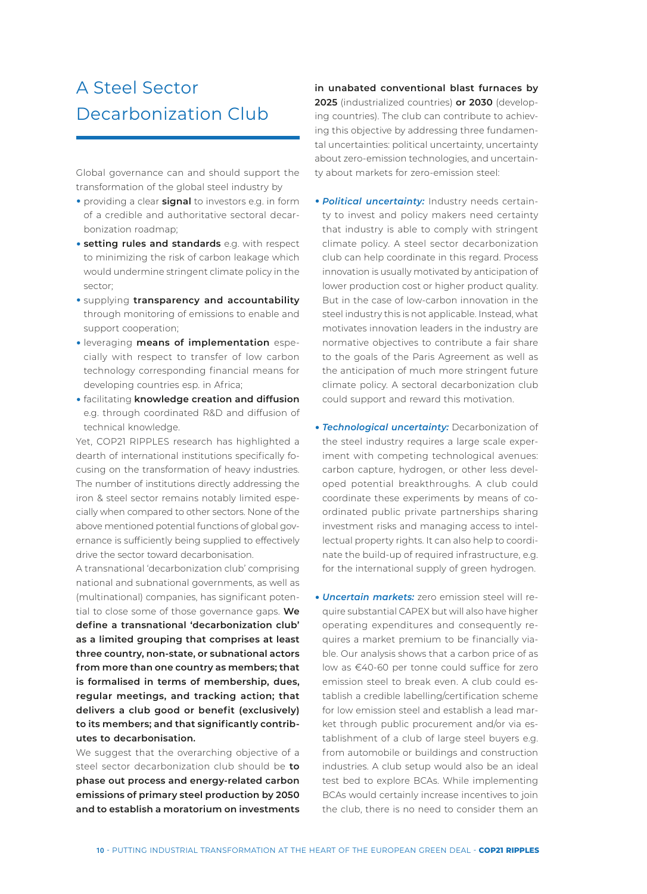# A Steel Sector Decarbonization Club

Global governance can and should support the transformation of the global steel industry by

- providing a clear **signal** to investors e.g. in form of a credible and authoritative sectoral decarbonization roadmap;
- **setting rules and standards** e.g. with respect to minimizing the risk of carbon leakage which would undermine stringent climate policy in the sector;
- supplying **transparency and accountability** through monitoring of emissions to enable and support cooperation;
- leveraging **means of implementation** especially with respect to transfer of low carbon technology corresponding financial means for developing countries esp. in Africa;
- facilitating **knowledge creation and diffusion** e.g. through coordinated R&D and diffusion of technical knowledge.

Yet, COP21 RIPPLES research has highlighted a dearth of international institutions specifically focusing on the transformation of heavy industries. The number of institutions directly addressing the iron & steel sector remains notably limited especially when compared to other sectors. None of the above mentioned potential functions of global governance is sufficiently being supplied to effectively drive the sector toward decarbonisation.

A transnational 'decarbonization club' comprising national and subnational governments, as well as (multinational) companies, has significant potential to close some of those governance gaps. **We define a transnational 'decarbonization club' as a limited grouping that comprises at least three country, non-state, or subnational actors from more than one country as members; that is formalised in terms of membership, dues, regular meetings, and tracking action; that delivers a club good or benefit (exclusively) to its members; and that significantly contributes to decarbonisation.**

We suggest that the overarching objective of a steel sector decarbonization club should be **to phase out process and energy-related carbon emissions of primary steel production by 2050 and to establish a moratorium on investments in unabated conventional blast furnaces by 2025** (industrialized countries) **or 2030** (developing countries). The club can contribute to achieving this objective by addressing three fundamental uncertainties: political uncertainty, uncertainty about zero-emission technologies, and uncertainty about markets for zero-emission steel:

- ***Political uncertainty:*** Industry needs certainty to invest and policy makers need certainty that industry is able to comply with stringent climate policy. A steel sector decarbonization club can help coordinate in this regard. Process innovation is usually motivated by anticipation of lower production cost or higher product quality. But in the case of low-carbon innovation in the steel industry this is not applicable. Instead, what motivates innovation leaders in the industry are normative objectives to contribute a fair share to the goals of the Paris Agreement as well as the anticipation of much more stringent future climate policy. A sectoral decarbonization club could support and reward this motivation.

- ***Technological uncertainty:*** Decarbonization of the steel industry requires a large scale experiment with competing technological avenues: carbon capture, hydrogen, or other less developed potential breakthroughs. A club could coordinate these experiments by means of coordinated public private partnerships sharing investment risks and managing access to intellectual property rights. It can also help to coordinate the build-up of required infrastructure, e.g. for the international supply of green hydrogen.

- ***Uncertain markets:*** zero emission steel will require substantial CAPEX but will also have higher operating expenditures and consequently requires a market premium to be financially viable. Our analysis shows that a carbon price of as low as €40-60 per tonne could suffice for zero emission steel to break even. A club could establish a credible labelling/certification scheme for low emission steel and establish a lead market through public procurement and/or via establishment of a club of large steel buyers e.g. from automobile or buildings and construction industries. A club setup would also be an ideal test bed to explore BCAs. While implementing BCAs would certainly increase incentives to join the club, there is no need to consider them an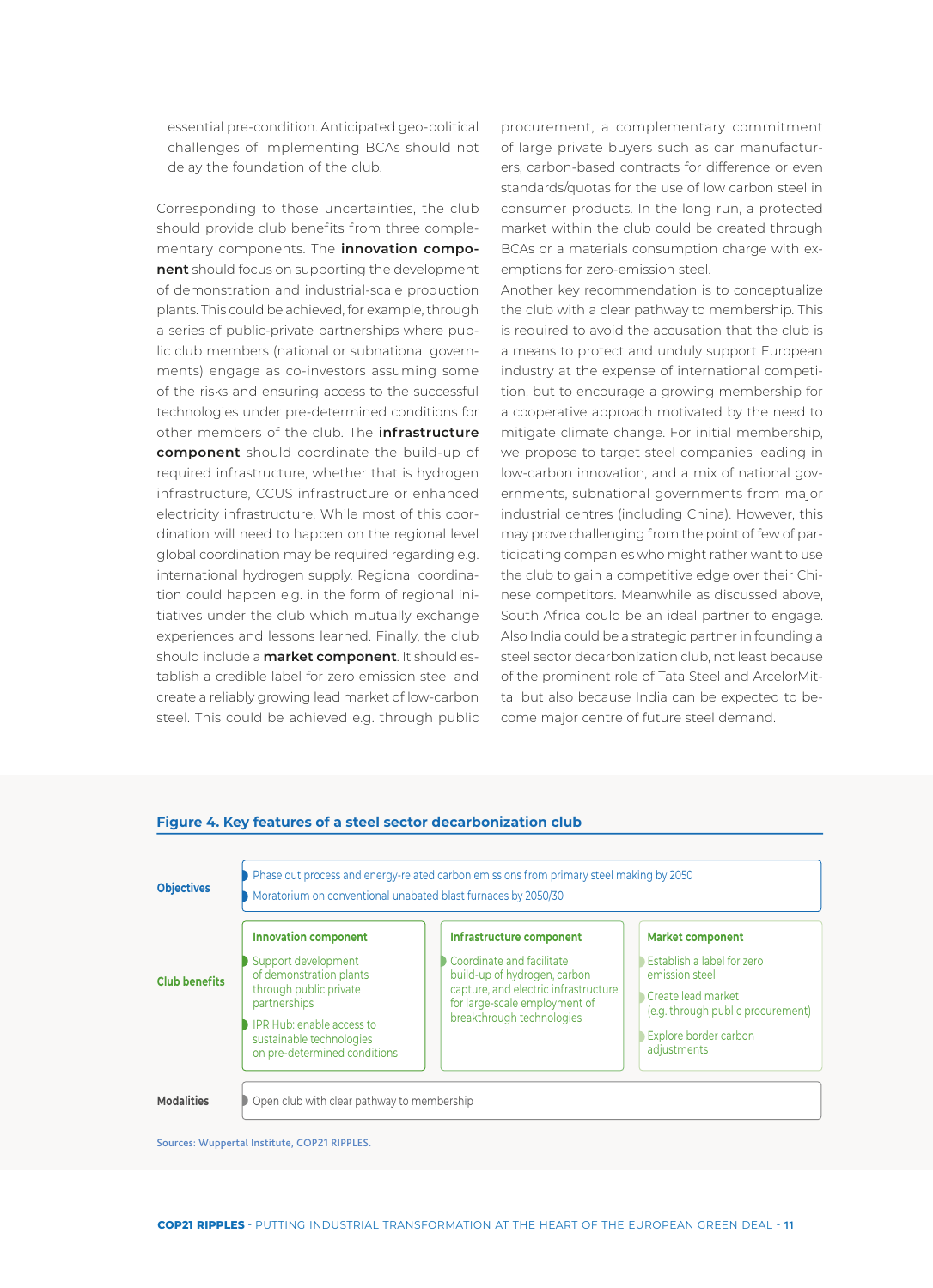essential pre-condition. Anticipated geo-political challenges of implementing BCAs should not delay the foundation of the club.

Corresponding to those uncertainties, the club should provide club benefits from three complementary components. The **innovation component** should focus on supporting the development of demonstration and industrial-scale production plants. This could be achieved, for example, through a series of public-private partnerships where public club members (national or subnational governments) engage as co-investors assuming some of the risks and ensuring access to the successful technologies under pre-determined conditions for other members of the club. The **infrastructure component** should coordinate the build-up of required infrastructure, whether that is hydrogen infrastructure, CCUS infrastructure or enhanced electricity infrastructure. While most of this coordination will need to happen on the regional level global coordination may be required regarding e.g. international hydrogen supply. Regional coordination could happen e.g. in the form of regional initiatives under the club which mutually exchange experiences and lessons learned. Finally, the club should include a **market component**. It should establish a credible label for zero emission steel and create a reliably growing lead market of low-carbon steel. This could be achieved e.g. through public procurement, a complementary commitment of large private buyers such as car manufacturers, carbon-based contracts for difference or even standards/quotas for the use of low carbon steel in consumer products. In the long run, a protected market within the club could be created through BCAs or a materials consumption charge with exemptions for zero-emission steel.

Another key recommendation is to conceptualize the club with a clear pathway to membership. This is required to avoid the accusation that the club is a means to protect and unduly support European industry at the expense of international competition, but to encourage a growing membership for a cooperative approach motivated by the need to mitigate climate change. For initial membership, we propose to target steel companies leading in low-carbon innovation, and a mix of national governments, subnational governments from major industrial centres (including China). However, this may prove challenging from the point of few of participating companies who might rather want to use the club to gain a competitive edge over their Chinese competitors. Meanwhile as discussed above, South Africa could be an ideal partner to engage. Also India could be a strategic partner in founding a steel sector decarbonization club, not least because of the prominent role of Tata Steel and ArcelorMittal but also because India can be expected to become major centre of future steel demand.

**Figure 4. Key features of a steel sector decarbonization club**

| | | | |
|---|---|---|---|
| **Objectives** | Phase out process and energy-related carbon emissions from primary steel making by 2050<br>Moratorium on conventional unabated blast furnaces by 2050/30 | | |
| **Club benefits** | **Innovation component**<br>Support development of demonstration plants through public private partnerships<br>IPR Hub: enable access to sustainable technologies on pre-determined conditions | **Infrastructure component**<br>Coordinate and facilitate build-up of hydrogen, carbon capture, and electric infrastructure for large-scale employment of breakthrough technologies | **Market component**<br>Establish a label for zero emission steel<br>Create lead market (e.g. through public procurement)<br>Explore border carbon adjustments |
| **Modalities** | Open club with clear pathway to membership | | |

Sources: Wuppertal Institute, COP21 RIPPLES.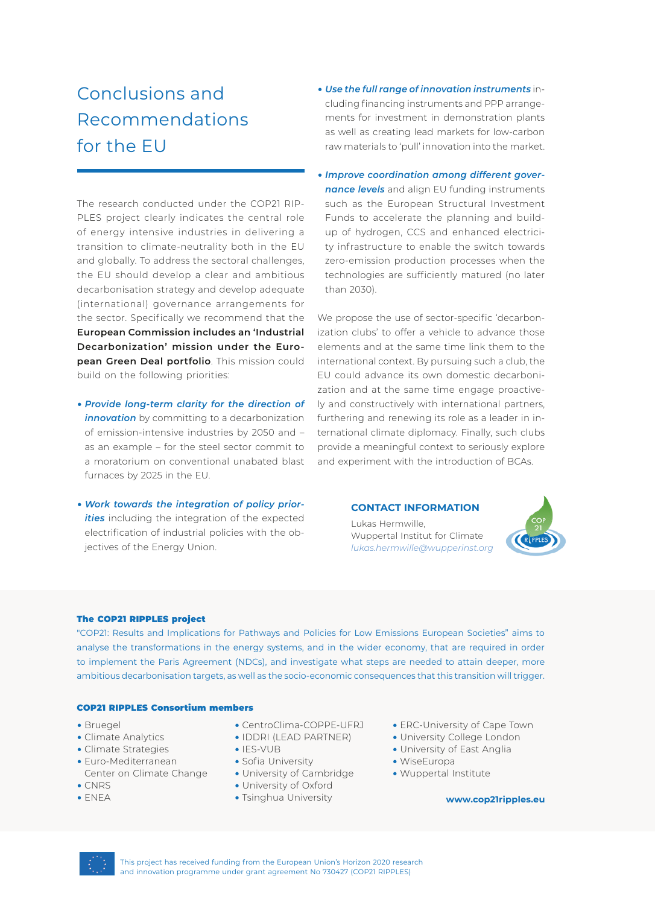# Conclusions and Recommendations for the EU

The research conducted under the COP21 RIPPLES project clearly indicates the central role of energy intensive industries in delivering a transition to climate-neutrality both in the EU and globally. To address the sectoral challenges, the EU should develop a clear and ambitious decarbonisation strategy and develop adequate (international) governance arrangements for the sector. Specifically we recommend that the **European Commission includes an 'Industrial Decarbonization' mission under the European Green Deal portfolio**. This mission could build on the following priorities:

- ***Provide long-term clarity for the direction of innovation*** by committing to a decarbonization of emission-intensive industries by 2050 and – as an example – for the steel sector commit to a moratorium on conventional unabated blast furnaces by 2025 in the EU.
- ***Work towards the integration of policy priorities*** including the integration of the expected electrification of industrial policies with the objectives of the Energy Union.
- ***Use the full range of innovation instruments*** including financing instruments and PPP arrangements for investment in demonstration plants as well as creating lead markets for low-carbon raw materials to 'pull' innovation into the market.
- ***Improve coordination among different governance levels*** and align EU funding instruments such as the European Structural Investment Funds to accelerate the planning and build-up of hydrogen, CCS and enhanced electricity infrastructure to enable the switch towards zero-emission production processes when the technologies are sufficiently matured (no later than 2030).

We propose the use of sector-specific 'decarbonization clubs' to offer a vehicle to advance those elements and at the same time link them to the international context. By pursuing such a club, the EU could advance its own domestic decarbonization and at the same time engage proactively and constructively with international partners, furthering and renewing its role as a leader in international climate diplomacy. Finally, such clubs provide a meaningful context to seriously explore and experiment with the introduction of BCAs.

**CONTACT INFORMATION**

Lukas Hermwille,
Wuppertal Institut for Climate
*lukas.hermwille@wupperinst.org*

**The COP21 RIPPLES project**

"COP21: Results and Implications for Pathways and Policies for Low Emissions European Societies" aims to analyse the transformations in the energy systems, and in the wider economy, that are required in order to implement the Paris Agreement (NDCs), and investigate what steps are needed to attain deeper, more ambitious decarbonisation targets, as well as the socio-economic consequences that this transition will trigger.

**COP21 RIPPLES Consortium members**

- Bruegel
- Climate Analytics
- Climate Strategies
- Euro-Mediterranean Center on Climate Change
- CNRS
- ENEA
- CentroClima-COPPE-UFRJ
- IDDRI (LEAD PARTNER)
- IES-VUB
- Sofia University
- University of Cambridge
- University of Oxford
- Tsinghua University
- ERC-University of Cape Town
- University College London
- University of East Anglia
- WiseEuropa
- Wuppertal Institute

**www.cop21ripples.eu**

This project has received funding from the European Union's Horizon 2020 research and innovation programme under grant agreement No 730427 (COP21 RIPPLES)